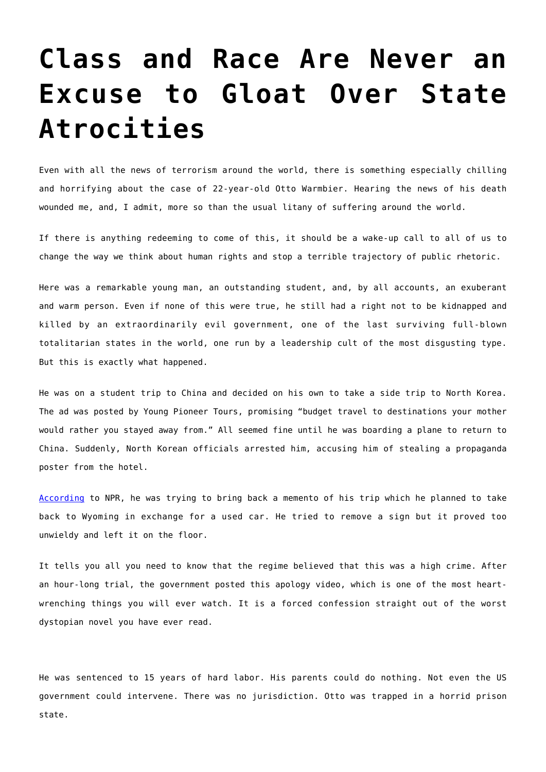# Class and Race Are Never an Excuse to Gloat Over State Atrocities

Even with all the news of terrorism around the world, there is something especially chilling and horrifying about the case of 22-year-old Otto Warmbier. Hearing the news of his death wounded me, and, I admit, more so than the usual litany of suffering around the world.

If there is anything redeeming to come of this, it should be a wake-up call to all of us to change the way we think about human rights and stop a terrible trajectory of public rhetoric.

Here was a remarkable young man, an outstanding student, and, by all accounts, an exuberant and warm person. Even if none of this were true, he still had a right not to be kidnapped and killed by an extraordinarily evil government, one of the last surviving full-blown totalitarian states in the world, one run by a leadership cult of the most disgusting type. But this is exactly what happened.

He was on a student trip to China and decided on his own to take a side trip to North Korea. The ad was posted by Young Pioneer Tours, promising "budget travel to destinations your mother would rather you stayed away from." All seemed fine until he was boarding a plane to return to China. Suddenly, North Korean officials arrested him, accusing him of stealing a propaganda poster from the hotel.

According to NPR, he was trying to bring back a memento of his trip which he planned to take back to Wyoming in exchange for a used car. He tried to remove a sign but it proved too unwieldy and left it on the floor.

It tells you all you need to know that the regime believed that this was a high crime. After an hour-long trial, the government posted this apology video, which is one of the most heart-wrenching things you will ever watch. It is a forced confession straight out of the worst dystopian novel you have ever read.

He was sentenced to 15 years of hard labor. His parents could do nothing. Not even the US government could intervene. There was no jurisdiction. Otto was trapped in a horrid prison state.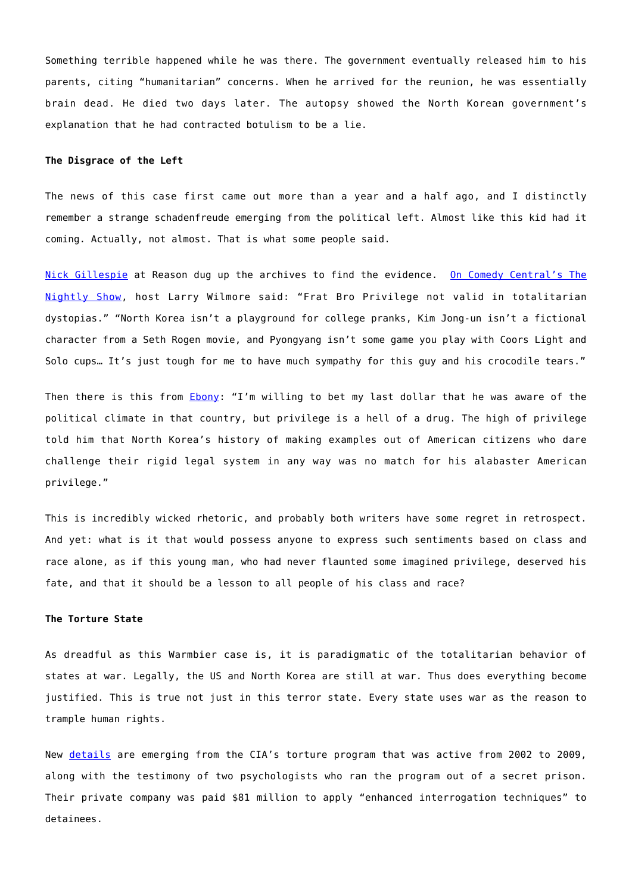Something terrible happened while he was there. The government eventually released him to his parents, citing "humanitarian" concerns. When he arrived for the reunion, he was essentially brain dead. He died two days later. The autopsy showed the North Korean government's explanation that he had contracted botulism to be a lie.

**The Disgrace of the Left**

The news of this case first came out more than a year and a half ago, and I distinctly remember a strange schadenfreude emerging from the political left. Almost like this kid had it coming. Actually, not almost. That is what some people said.

Nick Gillespie at Reason dug up the archives to find the evidence. On Comedy Central's The Nightly Show, host Larry Wilmore said: "Frat Bro Privilege not valid in totalitarian dystopias." "North Korea isn't a playground for college pranks, Kim Jong-un isn't a fictional character from a Seth Rogen movie, and Pyongyang isn't some game you play with Coors Light and Solo cups… It's just tough for me to have much sympathy for this guy and his crocodile tears."

Then there is this from Ebony: "I'm willing to bet my last dollar that he was aware of the political climate in that country, but privilege is a hell of a drug. The high of privilege told him that North Korea's history of making examples out of American citizens who dare challenge their rigid legal system in any way was no match for his alabaster American privilege."

This is incredibly wicked rhetoric, and probably both writers have some regret in retrospect. And yet: what is it that would possess anyone to express such sentiments based on class and race alone, as if this young man, who had never flaunted some imagined privilege, deserved his fate, and that it should be a lesson to all people of his class and race?

**The Torture State**

As dreadful as this Warmbier case is, it is paradigmatic of the totalitarian behavior of states at war. Legally, the US and North Korea are still at war. Thus does everything become justified. This is true not just in this terror state. Every state uses war as the reason to trample human rights.

New details are emerging from the CIA's torture program that was active from 2002 to 2009, along with the testimony of two psychologists who ran the program out of a secret prison. Their private company was paid $81 million to apply "enhanced interrogation techniques" to detainees.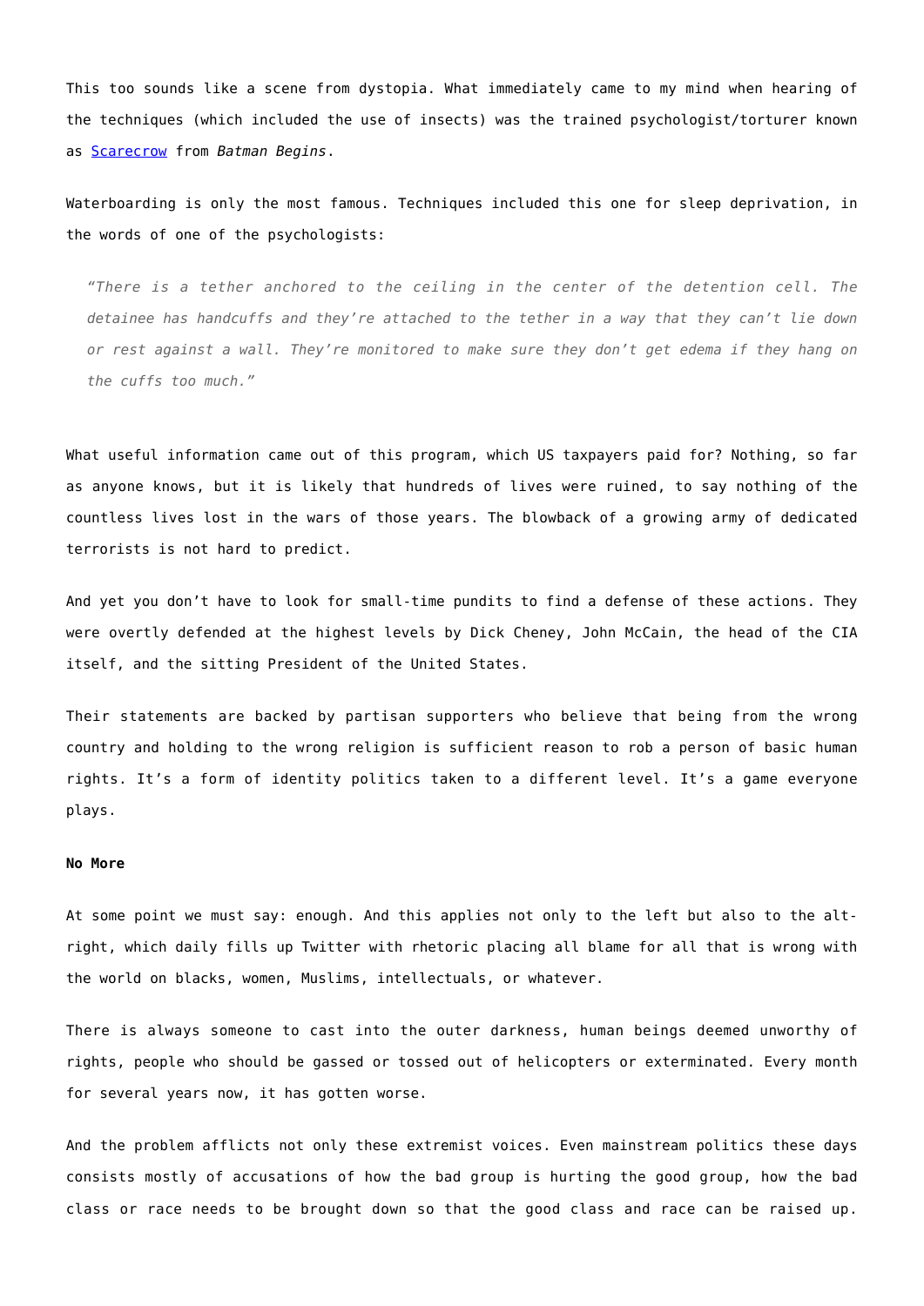This too sounds like a scene from dystopia. What immediately came to my mind when hearing of the techniques (which included the use of insects) was the trained psychologist/torturer known as [Scarecrow](#) from *Batman Begins*.

Waterboarding is only the most famous. Techniques included this one for sleep deprivation, in the words of one of the psychologists:

> *"There is a tether anchored to the ceiling in the center of the detention cell. The detainee has handcuffs and they're attached to the tether in a way that they can't lie down or rest against a wall. They're monitored to make sure they don't get edema if they hang on the cuffs too much."*

What useful information came out of this program, which US taxpayers paid for? Nothing, so far as anyone knows, but it is likely that hundreds of lives were ruined, to say nothing of the countless lives lost in the wars of those years. The blowback of a growing army of dedicated terrorists is not hard to predict.

And yet you don't have to look for small-time pundits to find a defense of these actions. They were overtly defended at the highest levels by Dick Cheney, John McCain, the head of the CIA itself, and the sitting President of the United States.

Their statements are backed by partisan supporters who believe that being from the wrong country and holding to the wrong religion is sufficient reason to rob a person of basic human rights. It's a form of identity politics taken to a different level. It's a game everyone plays.

**No More**

At some point we must say: enough. And this applies not only to the left but also to the alt-right, which daily fills up Twitter with rhetoric placing all blame for all that is wrong with the world on blacks, women, Muslims, intellectuals, or whatever.

There is always someone to cast into the outer darkness, human beings deemed unworthy of rights, people who should be gassed or tossed out of helicopters or exterminated. Every month for several years now, it has gotten worse.

And the problem afflicts not only these extremist voices. Even mainstream politics these days consists mostly of accusations of how the bad group is hurting the good group, how the bad class or race needs to be brought down so that the good class and race can be raised up.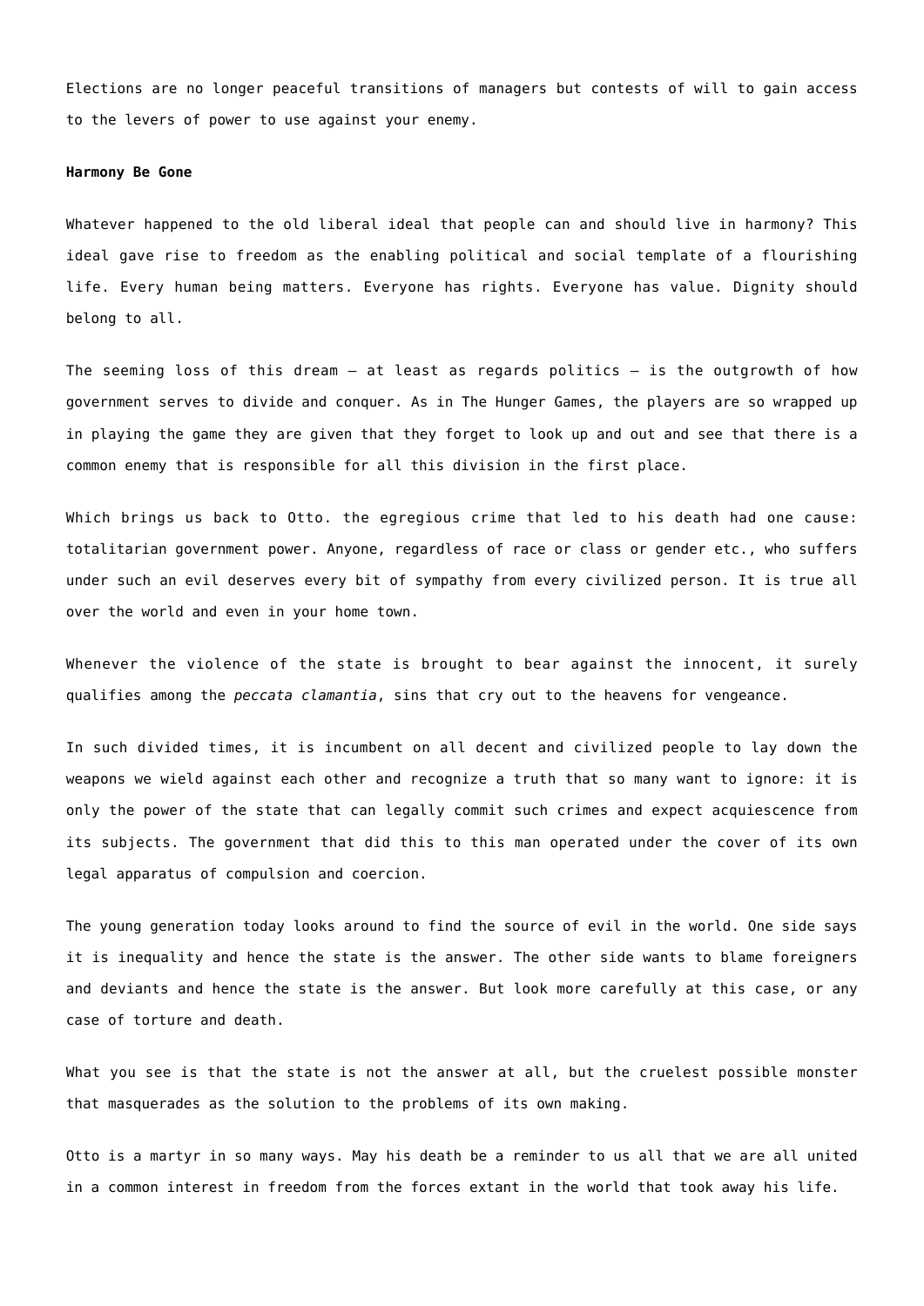Elections are no longer peaceful transitions of managers but contests of will to gain access to the levers of power to use against your enemy.

**Harmony Be Gone**

Whatever happened to the old liberal ideal that people can and should live in harmony? This ideal gave rise to freedom as the enabling political and social template of a flourishing life. Every human being matters. Everyone has rights. Everyone has value. Dignity should belong to all.

The seeming loss of this dream – at least as regards politics – is the outgrowth of how government serves to divide and conquer. As in The Hunger Games, the players are so wrapped up in playing the game they are given that they forget to look up and out and see that there is a common enemy that is responsible for all this division in the first place.

Which brings us back to Otto. the egregious crime that led to his death had one cause: totalitarian government power. Anyone, regardless of race or class or gender etc., who suffers under such an evil deserves every bit of sympathy from every civilized person. It is true all over the world and even in your home town.

Whenever the violence of the state is brought to bear against the innocent, it surely qualifies among the *peccata clamantia*, sins that cry out to the heavens for vengeance.

In such divided times, it is incumbent on all decent and civilized people to lay down the weapons we wield against each other and recognize a truth that so many want to ignore: it is only the power of the state that can legally commit such crimes and expect acquiescence from its subjects. The government that did this to this man operated under the cover of its own legal apparatus of compulsion and coercion.

The young generation today looks around to find the source of evil in the world. One side says it is inequality and hence the state is the answer. The other side wants to blame foreigners and deviants and hence the state is the answer. But look more carefully at this case, or any case of torture and death.

What you see is that the state is not the answer at all, but the cruelest possible monster that masquerades as the solution to the problems of its own making.

Otto is a martyr in so many ways. May his death be a reminder to us all that we are all united in a common interest in freedom from the forces extant in the world that took away his life.